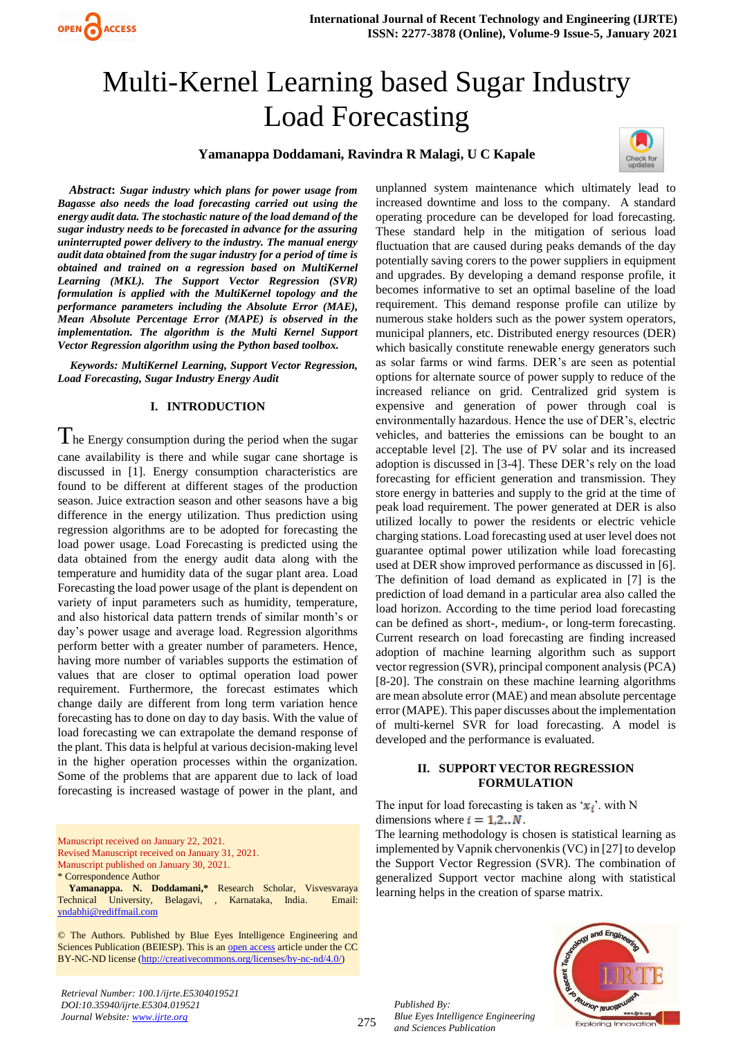# Multi-Kernel Learning based Sugar Industry Load Forecasting

**Yamanappa Doddamani, Ravindra R Malagi, U C Kapale**

***Abstract*: *Sugar industry which plans for power usage from Bagasse also needs the load forecasting carried out using the energy audit data. The stochastic nature of the load demand of the sugar industry needs to be forecasted in advance for the assuring uninterrupted power delivery to the industry. The manual energy audit data obtained from the sugar industry for a period of time is obtained and trained on a regression based on MultiKernel Learning (MKL). The Support Vector Regression (SVR) formulation is applied with the MultiKernel topology and the performance parameters including the Absolute Error (MAE), Mean Absolute Percentage Error (MAPE) is observed in the implementation. The algorithm is the Multi Kernel Support Vector Regression algorithm using the Python based toolbox.***

***Keywords: MultiKernel Learning, Support Vector Regression, Load Forecasting, Sugar Industry Energy Audit***

## I. INTRODUCTION

The Energy consumption during the period when the sugar cane availability is there and while sugar cane shortage is discussed in [1]. Energy consumption characteristics are found to be different at different stages of the production season. Juice extraction season and other seasons have a big difference in the energy utilization. Thus prediction using regression algorithms are to be adopted for forecasting the load power usage. Load Forecasting is predicted using the data obtained from the energy audit data along with the temperature and humidity data of the sugar plant area. Load Forecasting the load power usage of the plant is dependent on variety of input parameters such as humidity, temperature, and also historical data pattern trends of similar month's or day's power usage and average load. Regression algorithms perform better with a greater number of parameters. Hence, having more number of variables supports the estimation of values that are closer to optimal operation load power requirement. Furthermore, the forecast estimates which change daily are different from long term variation hence forecasting has to done on day to day basis. With the value of load forecasting we can extrapolate the demand response of the plant. This data is helpful at various decision-making level in the higher operation processes within the organization. Some of the problems that are apparent due to lack of load forecasting is increased wastage of power in the plant, and unplanned system maintenance which ultimately lead to increased downtime and loss to the company. A standard operating procedure can be developed for load forecasting. These standard help in the mitigation of serious load fluctuation that are caused during peaks demands of the day potentially saving corers to the power suppliers in equipment and upgrades. By developing a demand response profile, it becomes informative to set an optimal baseline of the load requirement. This demand response profile can utilize by numerous stake holders such as the power system operators, municipal planners, etc. Distributed energy resources (DER) which basically constitute renewable energy generators such as solar farms or wind farms. DER's are seen as potential options for alternate source of power supply to reduce of the increased reliance on grid. Centralized grid system is expensive and generation of power through coal is environmentally hazardous. Hence the use of DER's, electric vehicles, and batteries the emissions can be bought to an acceptable level [2]. The use of PV solar and its increased adoption is discussed in [3-4]. These DER's rely on the load forecasting for efficient generation and transmission. They store energy in batteries and supply to the grid at the time of peak load requirement. The power generated at DER is also utilized locally to power the residents or electric vehicle charging stations. Load forecasting used at user level does not guarantee optimal power utilization while load forecasting used at DER show improved performance as discussed in [6]. The definition of load demand as explicated in [7] is the prediction of load demand in a particular area also called the load horizon. According to the time period load forecasting can be defined as short-, medium-, or long-term forecasting. Current research on load forecasting are finding increased adoption of machine learning algorithm such as support vector regression (SVR), principal component analysis (PCA) [8-20]. The constrain on these machine learning algorithms are mean absolute error (MAE) and mean absolute percentage error (MAPE). This paper discusses about the implementation of multi-kernel SVR for load forecasting. A model is developed and the performance is evaluated.

## II. SUPPORT VECTOR REGRESSION FORMULATION

The input for load forecasting is taken as '$x_i$'. with N dimensions where $i = 1,2..N$.

The learning methodology is chosen is statistical learning as implemented by Vapnik chervonenkis (VC) in [27] to develop the Support Vector Regression (SVR). The combination of generalized Support vector machine along with statistical learning helps in the creation of sparse matrix.

Manuscript received on January 22, 2021.
Revised Manuscript received on January 31, 2021.
Manuscript published on January 30, 2021.
\* Correspondence Author

**Yamanappa. N. Doddamani,\*** Research Scholar, Visvesvaraya Technical University, Belagavi, , Karnataka, India. Email: yndabhi@rediffmail.com

© The Authors. Published by Blue Eyes Intelligence Engineering and Sciences Publication (BEIESP). This is an open access article under the CC BY-NC-ND license (http://creativecommons.org/licenses/by-nc-nd/4.0/)

*Retrieval Number: 100.1/ijrte.E5304019521*
*DOI:10.35940/ijrte.E5304.019521*
*Journal Website: www.ijrte.org*

*Published By:*
*Blue Eyes Intelligence Engineering and Sciences Publication*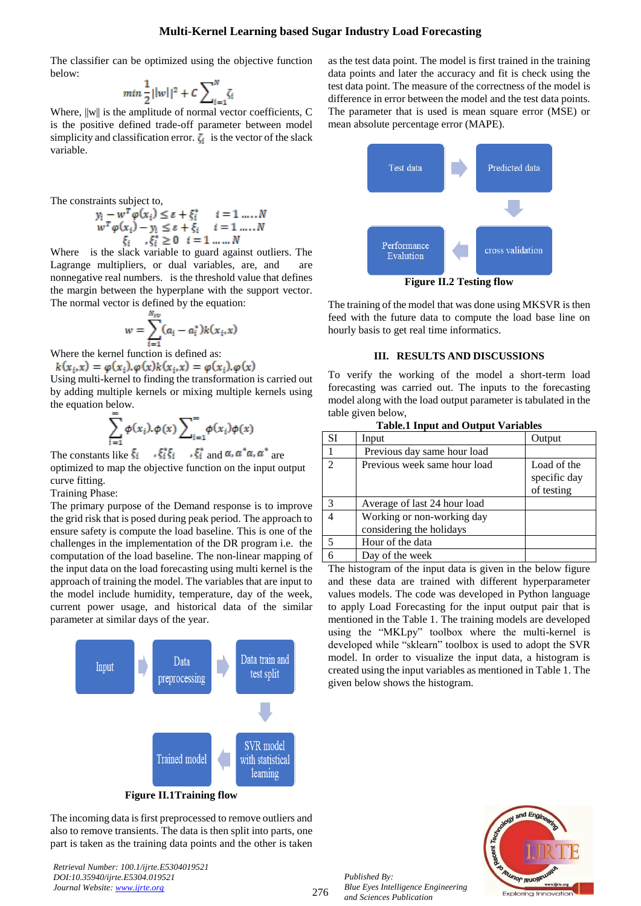The classifier can be optimized using the objective function below:

$$\min \frac{1}{2}\|w\|^2 + C\sum_{i=1}^{N} \zeta_i$$

Where, ||w|| is the amplitude of normal vector coefficients, C is the positive defined trade-off parameter between model simplicity and classification error. $\zeta_i$ is the vector of the slack variable.

The constraints subject to,

$$y_i - w^T\varphi(x_i) \leq \varepsilon + \xi_i^* \quad i = 1 \ldots.. N$$
$$w^T\varphi(x_i) - y_i \leq \varepsilon + \xi_i \quad i = 1 \ldots.. N$$
$$\xi_i \quad , \xi_i^* \geq 0 \quad i = 1 \ldots \ldots N$$

Where is the slack variable to guard against outliers. The Lagrange multipliers, or dual variables, are, and are nonnegative real numbers. is the threshold value that defines the margin between the hyperplane with the support vector. The normal vector is defined by the equation:

$$w = \sum_{i=1}^{N_{sv}} (a_i - a_i^*) k(x_i, x)$$

Where the kernel function is defined as:

$$k(x_i, x) = \varphi(x_i).\varphi(x) k(x_i, x) = \varphi(x_i).\varphi(x)$$

Using multi-kernel to finding the transformation is carried out by adding multiple kernels or mixing multiple kernels using the equation below.

$$\sum_{i=1}^{\infty} \phi(x_i).\phi(x) \sum_{i=1}^{} \phi(x_i)\phi(x)$$

The constants like $\xi_i \quad , \xi_i^* \xi_i \quad , \xi_i^*$ and $\alpha, \alpha^* \alpha, \alpha^*$ are optimized to map the objective function on the input output curve fitting.

Training Phase:

The primary purpose of the Demand response is to improve the grid risk that is posed during peak period. The approach to ensure safety is compute the load baseline. This is one of the challenges in the implementation of the DR program i.e. the computation of the load baseline. The non-linear mapping of the input data on the load forecasting using multi kernel is the approach of training the model. The variables that are input to the model include humidity, temperature, day of the week, current power usage, and historical data of the similar parameter at similar days of the year.

Input → Data preprocessing → Data train and test split → SVR model with statistical learning → Trained model

**Figure II.1Training flow**

The incoming data is first preprocessed to remove outliers and also to remove transients. The data is then split into parts, one part is taken as the training data points and the other is taken as the test data point. The model is first trained in the training data points and later the accuracy and fit is check using the test data point. The measure of the correctness of the model is difference in error between the model and the test data points. The parameter that is used is mean square error (MSE) or mean absolute percentage error (MAPE).

Test data → Predicted data → cross validation → Performance Evalution

**Figure II.2 Testing flow**

The training of the model that was done using MKSVR is then feed with the future data to compute the load base line on hourly basis to get real time informatics.

## III. RESULTS AND DISCUSSIONS

To verify the working of the model a short-term load forecasting was carried out. The inputs to the forecasting model along with the load output parameter is tabulated in the table given below,

**Table.1 Input and Output Variables**

| SI | Input | Output |
|---|---|---|
| 1 | Previous day same hour load | |
| 2 | Previous week same hour load | Load of the specific day of testing |
| 3 | Average of last 24 hour load | |
| 4 | Working or non-working day considering the holidays | |
| 5 | Hour of the data | |
| 6 | Day of the week | |

The histogram of the input data is given in the below figure and these data are trained with different hyperparameter values models. The code was developed in Python language to apply Load Forecasting for the input output pair that is mentioned in the Table 1. The training models are developed using the "MKLpy" toolbox where the multi-kernel is developed while "sklearn" toolbox is used to adopt the SVR model. In order to visualize the input data, a histogram is created using the input variables as mentioned in Table 1. The given below shows the histogram.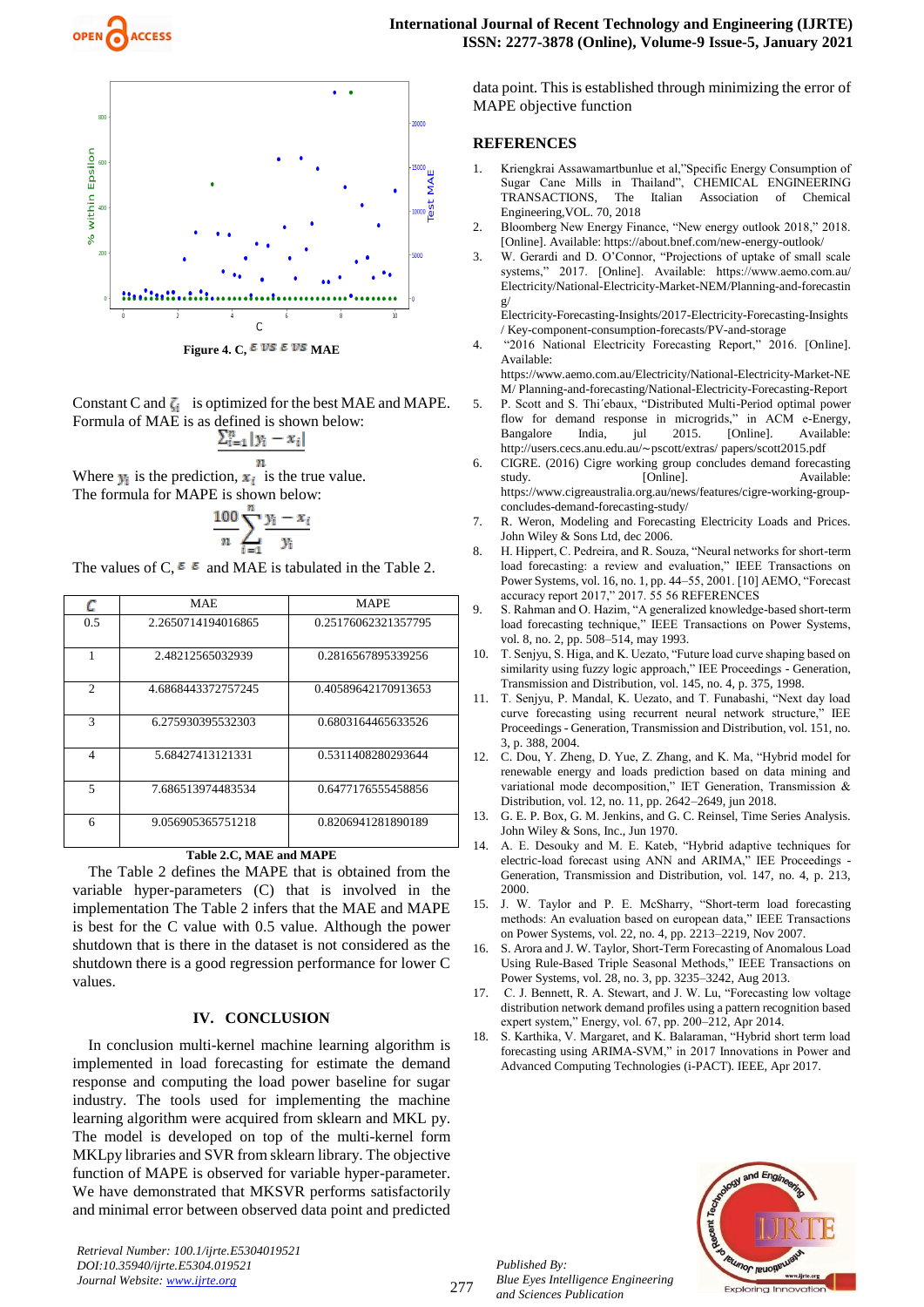% within Epsilon

Test MAE

C

0 2 4 6 8 10

0 200 400 600 800

0 5000 10000 15000 20000

**Figure 4. C, $\varepsilon$ VS $\varepsilon$ VS MAE**

Constant C and $\zeta_i$ is optimized for the best MAE and MAPE. Formula of MAE is as defined is shown below:

$$\frac{\sum_{i=1}^{n}|y_i - x_i|}{n}$$

Where $y_i$ is the prediction, $x_i$ is the true value.
The formula for MAPE is shown below:

$$\frac{100}{n}\sum_{i=1}^{n}\frac{y_i - x_i}{y_i}$$

The values of C, $\varepsilon$ $\varepsilon$ and MAE is tabulated in the Table 2.

| C | MAE | MAPE |
|---|---|---|
| 0.5 | 2.2650714194016865 | 0.25176062321357795 |
| 1 | 2.48212565032939 | 0.2816567895339256 |
| 2 | 4.6868443372757245 | 0.405896421709136​53 |
| 3 | 6.275930395532303 | 0.6803164465633526 |
| 4 | 5.68427413121331 | 0.5311408280293644 |
| 5 | 7.686513974483534 | 0.6477176555458856 |
| 6 | 9.056905365751218 | 0.8206941281890189 |

**Table 2.C, MAE and MAPE**

The Table 2 defines the MAPE that is obtained from the variable hyper-parameters (C) that is involved in the implementation The Table 2 infers that the MAE and MAPE is best for the C value with 0.5 value. Although the power shutdown that is there in the dataset is not considered as the shutdown there is a good regression performance for lower C values.

## IV. CONCLUSION

In conclusion multi-kernel machine learning algorithm is implemented in load forecasting for estimate the demand response and computing the load power baseline for sugar industry. The tools used for implementing the machine learning algorithm were acquired from sklearn and MKL py. The model is developed on top of the multi-kernel form MKLpy libraries and SVR from sklearn library. The objective function of MAPE is observed for variable hyper-parameter. We have demonstrated that MKSVR performs satisfactorily and minimal error between observed data point and predicted data point. This is established through minimizing the error of MAPE objective function

## REFERENCES

1. Kriengkrai Assawamartbunlue et al,"Specific Energy Consumption of Sugar Cane Mills in Thailand", CHEMICAL ENGINEERING TRANSACTIONS, The Italian Association of Chemical Engineering,VOL. 70, 2018
2. Bloomberg New Energy Finance, "New energy outlook 2018," 2018. [Online]. Available: https://about.bnef.com/new-energy-outlook/
3. W. Gerardi and D. O'Connor, "Projections of uptake of small scale systems," 2017. [Online]. Available: https://www.aemo.com.au/Electricity/National-Electricity-Market-NEM/Planning-and-forecasting/Electricity-Forecasting-Insights/2017-Electricity-Forecasting-Insights / Key-component-consumption-forecasts/PV-and-storage
4. "2016 National Electricity Forecasting Report," 2016. [Online]. Available: https://www.aemo.com.au/Electricity/National-Electricity-Market-NEM/ Planning-and-forecasting/National-Electricity-Forecasting-Report
5. P. Scott and S. Thi´ebaux, "Distributed Multi-Period optimal power flow for demand response in microgrids," in ACM e-Energy, Bangalore India, jul 2015. [Online]. Available: http://users.cecs.anu.edu.au/~pscott/extras/ papers/scott2015.pdf
6. CIGRE. (2016) Cigre working group concludes demand forecasting study. [Online]. Available: https://www.cigreaustralia.org.au/news/features/cigre-working-group-concludes-demand-forecasting-study/
7. R. Weron, Modeling and Forecasting Electricity Loads and Prices. John Wiley & Sons Ltd, dec 2006.
8. H. Hippert, C. Pedreira, and R. Souza, "Neural networks for short-term load forecasting: a review and evaluation," IEEE Transactions on Power Systems, vol. 16, no. 1, pp. 44–55, 2001. [10] AEMO, "Forecast accuracy report 2017," 2017. 55 56 REFERENCES
9. S. Rahman and O. Hazim, "A generalized knowledge-based short-term load forecasting technique," IEEE Transactions on Power Systems, vol. 8, no. 2, pp. 508–514, may 1993.
10. T. Senjyu, S. Higa, and K. Uezato, "Future load curve shaping based on similarity using fuzzy logic approach," IEE Proceedings - Generation, Transmission and Distribution, vol. 145, no. 4, p. 375, 1998.
11. T. Senjyu, P. Mandal, K. Uezato, and T. Funabashi, "Next day load curve forecasting using recurrent neural network structure," IEE Proceedings - Generation, Transmission and Distribution, vol. 151, no. 3, p. 388, 2004.
12. C. Dou, Y. Zheng, D. Yue, Z. Zhang, and K. Ma, "Hybrid model for renewable energy and loads prediction based on data mining and variational mode decomposition," IET Generation, Transmission & Distribution, vol. 12, no. 11, pp. 2642–2649, jun 2018.
13. G. E. P. Box, G. M. Jenkins, and G. C. Reinsel, Time Series Analysis. John Wiley & Sons, Inc., Jun 1970.
14. A. E. Desouky and M. E. Kateb, "Hybrid adaptive techniques for electric-load forecast using ANN and ARIMA," IEE Proceedings - Generation, Transmission and Distribution, vol. 147, no. 4, p. 213, 2000.
15. J. W. Taylor and P. E. McSharry, "Short-term load forecasting methods: An evaluation based on european data," IEEE Transactions on Power Systems, vol. 22, no. 4, pp. 2213–2219, Nov 2007.
16. S. Arora and J. W. Taylor, Short-Term Forecasting of Anomalous Load Using Rule-Based Triple Seasonal Methods," IEEE Transactions on Power Systems, vol. 28, no. 3, pp. 3235–3242, Aug 2013.
17. C. J. Bennett, R. A. Stewart, and J. W. Lu, "Forecasting low voltage distribution network demand profiles using a pattern recognition based expert system," Energy, vol. 67, pp. 200–212, Apr 2014.
18. S. Karthika, V. Margaret, and K. Balaraman, "Hybrid short term load forecasting using ARIMA-SVM," in 2017 Innovations in Power and Advanced Computing Technologies (i-PACT). IEEE, Apr 2017.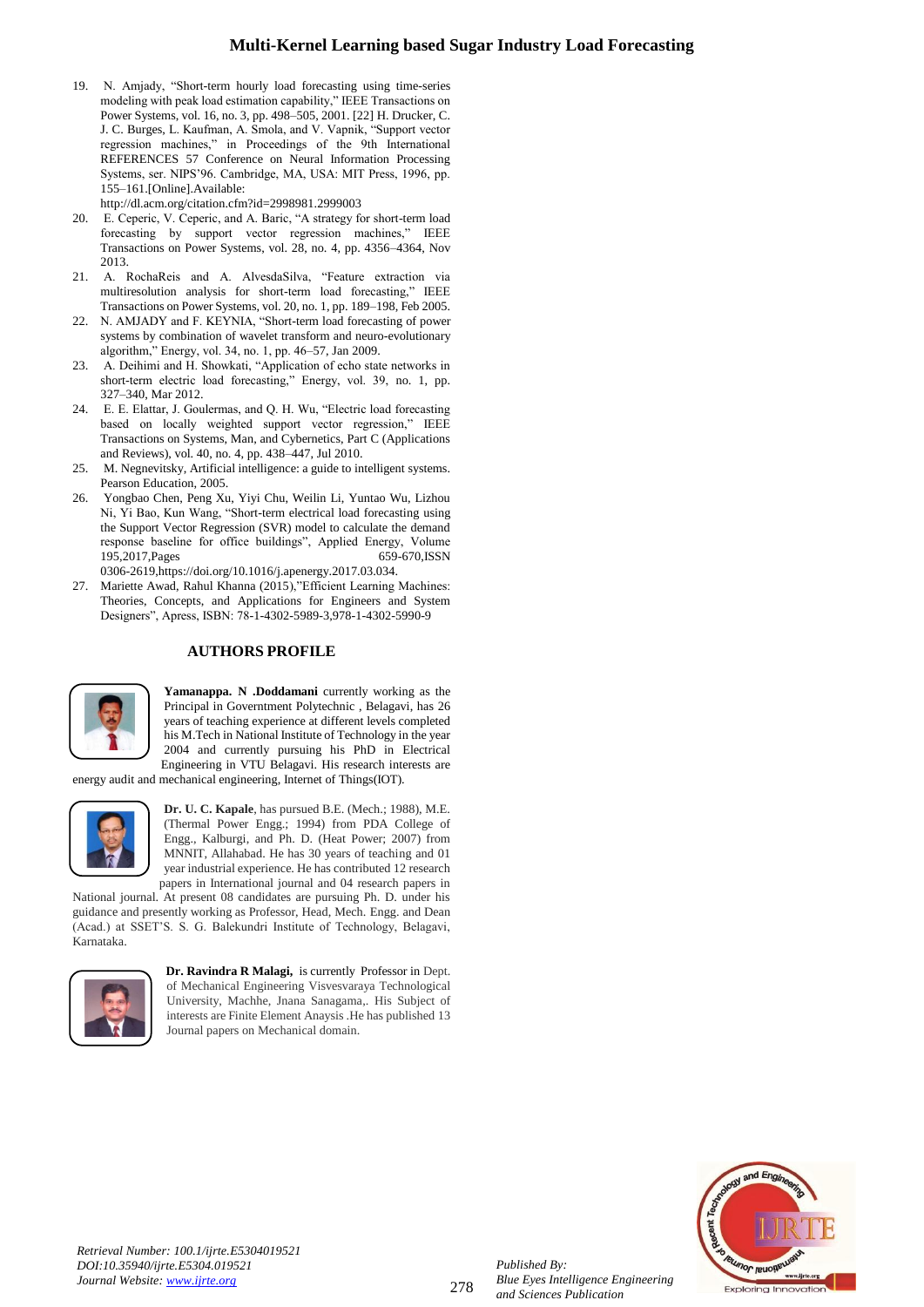19. N. Amjady, “Short-term hourly load forecasting using time-series modeling with peak load estimation capability,” IEEE Transactions on Power Systems, vol. 16, no. 3, pp. 498–505, 2001. [22] H. Drucker, C. J. C. Burges, L. Kaufman, A. Smola, and V. Vapnik, “Support vector regression machines,” in Proceedings of the 9th International REFERENCES 57 Conference on Neural Information Processing Systems, ser. NIPS’96. Cambridge, MA, USA: MIT Press, 1996, pp. 155–161.[Online].Available: http://dl.acm.org/citation.cfm?id=2998981.2999003
20. E. Ceperic, V. Ceperic, and A. Baric, “A strategy for short-term load forecasting by support vector regression machines,” IEEE Transactions on Power Systems, vol. 28, no. 4, pp. 4356–4364, Nov 2013.
21. A. RochaReis and A. AlvesdaSilva, “Feature extraction via multiresolution analysis for short-term load forecasting,” IEEE Transactions on Power Systems, vol. 20, no. 1, pp. 189–198, Feb 2005.
22. N. AMJADY and F. KEYNIA, “Short-term load forecasting of power systems by combination of wavelet transform and neuro-evolutionary algorithm,” Energy, vol. 34, no. 1, pp. 46–57, Jan 2009.
23. A. Deihimi and H. Showkati, “Application of echo state networks in short-term electric load forecasting,” Energy, vol. 39, no. 1, pp. 327–340, Mar 2012.
24. E. E. Elattar, J. Goulermas, and Q. H. Wu, “Electric load forecasting based on locally weighted support vector regression,” IEEE Transactions on Systems, Man, and Cybernetics, Part C (Applications and Reviews), vol. 40, no. 4, pp. 438–447, Jul 2010.
25. M. Negnevitsky, Artificial intelligence: a guide to intelligent systems. Pearson Education, 2005.
26. Yongbao Chen, Peng Xu, Yiyi Chu, Weilin Li, Yuntao Wu, Lizhou Ni, Yi Bao, Kun Wang, “Short-term electrical load forecasting using the Support Vector Regression (SVR) model to calculate the demand response baseline for office buildings”, Applied Energy, Volume 195,2017,Pages 659-670,ISSN 0306-2619,https://doi.org/10.1016/j.apenergy.2017.03.034.
27. Mariette Awad, Rahul Khanna (2015),”Efficient Learning Machines: Theories, Concepts, and Applications for Engineers and System Designers”, Apress, ISBN: 78-1-4302-5989-3,978-1-4302-5990-9

## AUTHORS PROFILE

**Yamanappa. N .Doddamani** currently working as the Principal in Governtment Polytechnic , Belagavi, has 26 years of teaching experience at different levels completed his M.Tech in National Institute of Technology in the year 2004 and currently pursuing his PhD in Electrical Engineering in VTU Belagavi. His research interests are energy audit and mechanical engineering, Internet of Things(IOT).

**Dr. U. C. Kapale**, has pursued B.E. (Mech.; 1988), M.E. (Thermal Power Engg.; 1994) from PDA College of Engg., Kalburgi, and Ph. D. (Heat Power; 2007) from MNNIT, Allahabad. He has 30 years of teaching and 01 year industrial experience. He has contributed 12 research papers in International journal and 04 research papers in National journal. At present 08 candidates are pursuing Ph. D. under his guidance and presently working as Professor, Head, Mech. Engg. and Dean (Acad.) at SSET'S. S. G. Balekundri Institute of Technology, Belagavi, Karnataka.

**Dr. Ravindra R Malagi,** is currently Professor in Dept. of Mechanical Engineering Visvesvaraya Technological University, Machhe, Jnana Sanagama,. His Subject of interests are Finite Element Anaysis .He has published 13 Journal papers on Mechanical domain.